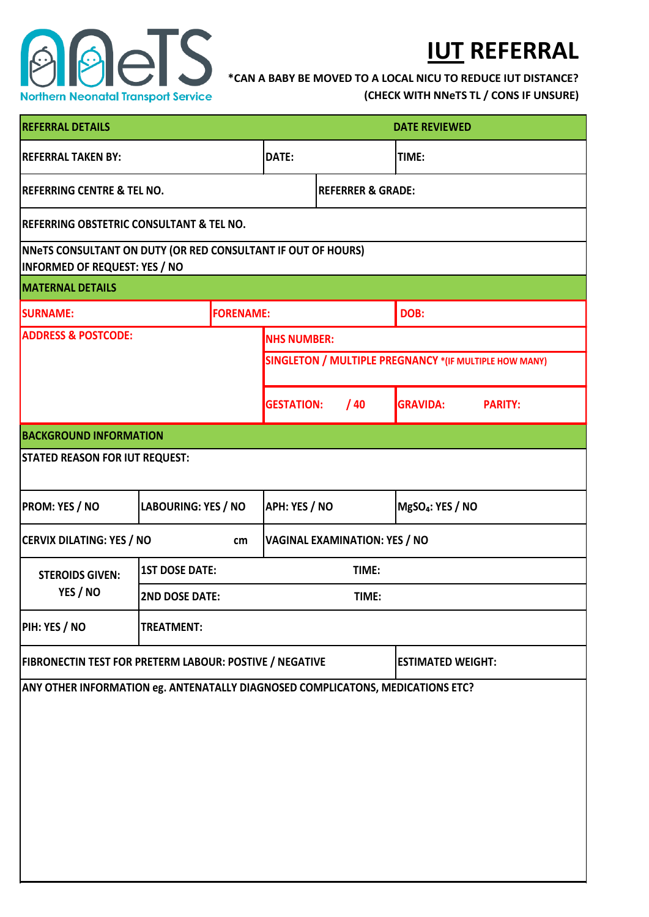Northern Neonatal Transport Service

# IUT REFERRAL

**\*CAN A BABY BE MOVED TO A LOCAL NICU TO REDUCE IUT DISTANCE? (CHECK WITH NNeTS TL / CONS IF UNSURE)**

| REFERRAL DETAILS | | | DATE REVIEWED |
|---|---|---|---|
| REFERRAL TAKEN BY: | | DATE: | TIME: |
| REFERRING CENTRE & TEL NO. | | REFERRER & GRADE: | |
| REFERRING OBSTETRIC CONSULTANT & TEL NO. | | | |
| NNeTS CONSULTANT ON DUTY (OR RED CONSULTANT IF OUT OF HOURS) INFORMED OF REQUEST: YES / NO | | | |
| **MATERNAL DETAILS** | | | |
| SURNAME: | FORENAME: | | DOB: |
| ADDRESS & POSTCODE: | | NHS NUMBER: | |
| | | SINGLETON / MULTIPLE PREGNANCY \*(IF MULTIPLE HOW MANY) | |
| | | GESTATION: / 40 | GRAVIDA: PARITY: |
| **BACKGROUND INFORMATION** | | | |
| STATED REASON FOR IUT REQUEST: | | | |
| PROM: YES / NO | LABOURING: YES / NO | APH: YES / NO | $MgSO_4$: YES / NO |
| CERVIX DILATING: YES / NO cm | | VAGINAL EXAMINATION: YES / NO | |
| STEROIDS GIVEN: YES / NO | 1ST DOSE DATE: | TIME: | |
| | 2ND DOSE DATE: | TIME: | |
| PIH: YES / NO | TREATMENT: | | |
| FIBRONECTIN TEST FOR PRETERM LABOUR: POSTIVE / NEGATIVE | | | ESTIMATED WEIGHT: |
| ANY OTHER INFORMATION eg. ANTENATALLY DIAGNOSED COMPLICATONS, MEDICATIONS ETC? | | | |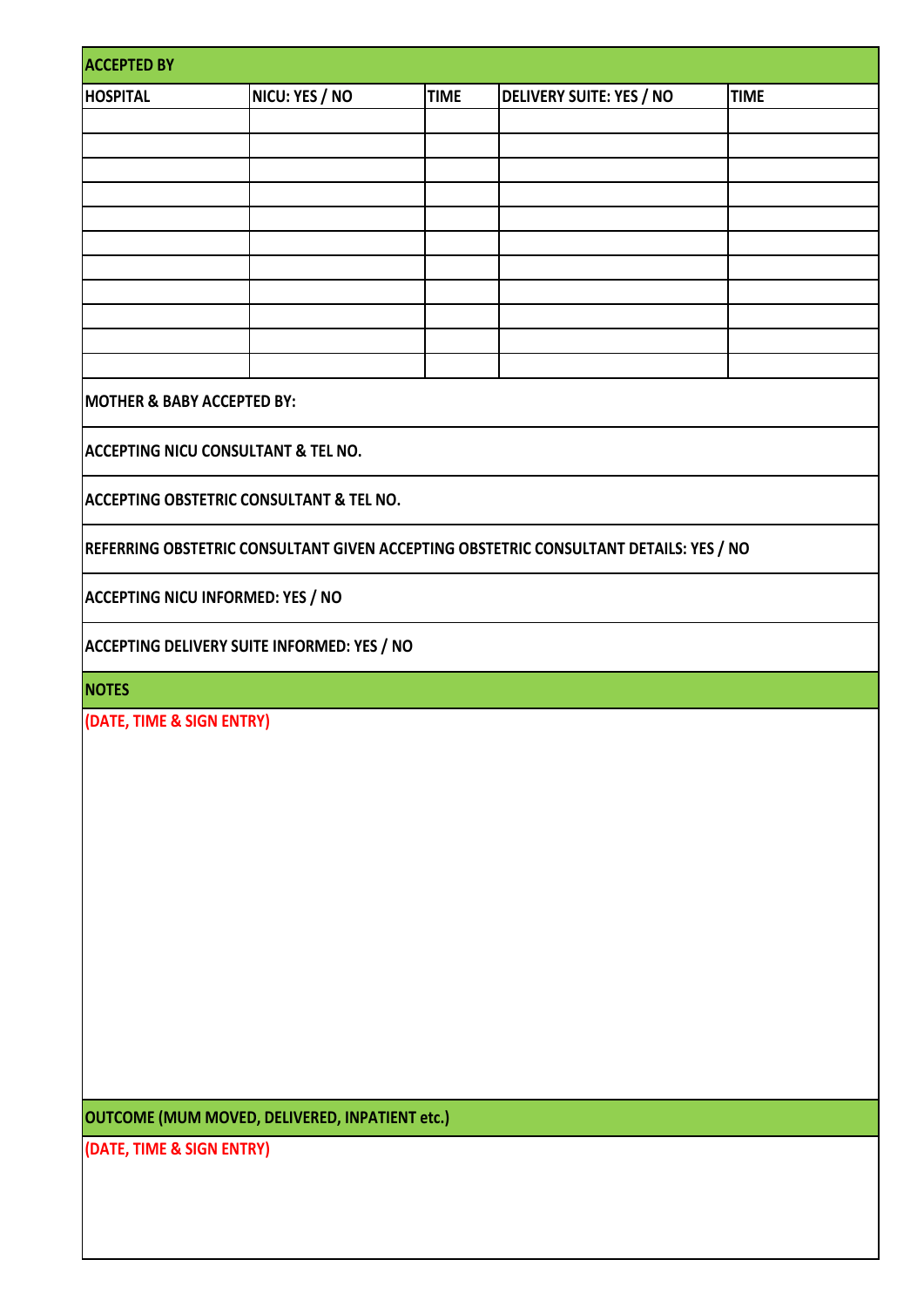**ACCEPTED BY**

| HOSPITAL | NICU: YES / NO | TIME | DELIVERY SUITE: YES / NO | TIME |
|---|---|---|---|---|
| | | | | |
| | | | | |
| | | | | |
| | | | | |
| | | | | |
| | | | | |
| | | | | |
| | | | | |
| | | | | |
| | | | | |
| | | | | |

**MOTHER & BABY ACCEPTED BY:**

**ACCEPTING NICU CONSULTANT & TEL NO.**

**ACCEPTING OBSTETRIC CONSULTANT & TEL NO.**

**REFERRING OBSTETRIC CONSULTANT GIVEN ACCEPTING OBSTETRIC CONSULTANT DETAILS: YES / NO**

**ACCEPTING NICU INFORMED: YES / NO**

**ACCEPTING DELIVERY SUITE INFORMED: YES / NO**

**NOTES**

**(DATE, TIME & SIGN ENTRY)**

**OUTCOME (MUM MOVED, DELIVERED, INPATIENT etc.)**

**(DATE, TIME & SIGN ENTRY)**